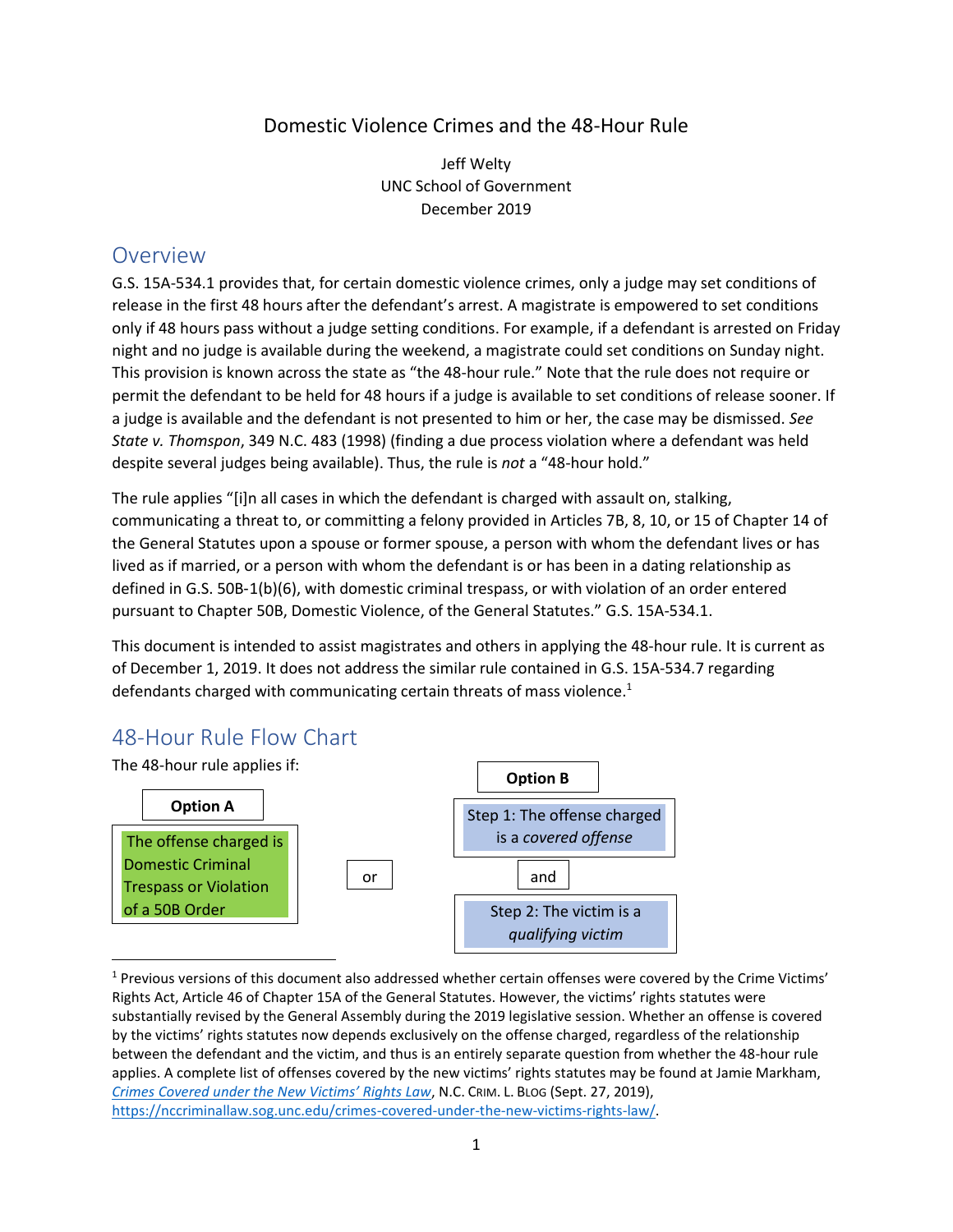# Domestic Violence Crimes and the 48-Hour Rule

Jeff Welty
UNC School of Government
December 2019

## Overview

G.S. 15A-534.1 provides that, for certain domestic violence crimes, only a judge may set conditions of release in the first 48 hours after the defendant's arrest. A magistrate is empowered to set conditions only if 48 hours pass without a judge setting conditions. For example, if a defendant is arrested on Friday night and no judge is available during the weekend, a magistrate could set conditions on Sunday night. This provision is known across the state as "the 48-hour rule." Note that the rule does not require or permit the defendant to be held for 48 hours if a judge is available to set conditions of release sooner. If a judge is available and the defendant is not presented to him or her, the case may be dismissed. *See State v. Thomspon*, 349 N.C. 483 (1998) (finding a due process violation where a defendant was held despite several judges being available). Thus, the rule is *not* a "48-hour hold."

The rule applies "[i]n all cases in which the defendant is charged with assault on, stalking, communicating a threat to, or committing a felony provided in Articles 7B, 8, 10, or 15 of Chapter 14 of the General Statutes upon a spouse or former spouse, a person with whom the defendant lives or has lived as if married, or a person with whom the defendant is or has been in a dating relationship as defined in G.S. 50B-1(b)(6), with domestic criminal trespass, or with violation of an order entered pursuant to Chapter 50B, Domestic Violence, of the General Statutes." G.S. 15A-534.1.

This document is intended to assist magistrates and others in applying the 48-hour rule. It is current as of December 1, 2019. It does not address the similar rule contained in G.S. 15A-534.7 regarding defendants charged with communicating certain threats of mass violence.[1]

## 48-Hour Rule Flow Chart

The 48-hour rule applies if:

**Option A**

The offense charged is Domestic Criminal Trespass or Violation of a 50B Order

or

**Option B**

Step 1: The offense charged is a *covered offense*

and

Step 2: The victim is a *qualifying victim*

---

[1] Previous versions of this document also addressed whether certain offenses were covered by the Crime Victims' Rights Act, Article 46 of Chapter 15A of the General Statutes. However, the victims' rights statutes were substantially revised by the General Assembly during the 2019 legislative session. Whether an offense is covered by the victims' rights statutes now depends exclusively on the offense charged, regardless of the relationship between the defendant and the victim, and thus is an entirely separate question from whether the 48-hour rule applies. A complete list of offenses covered by the new victims' rights statutes may be found at Jamie Markham, *Crimes Covered under the New Victims' Rights Law*, N.C. CRIM. L. BLOG (Sept. 27, 2019), https://nccriminallaw.sog.unc.edu/crimes-covered-under-the-new-victims-rights-law/.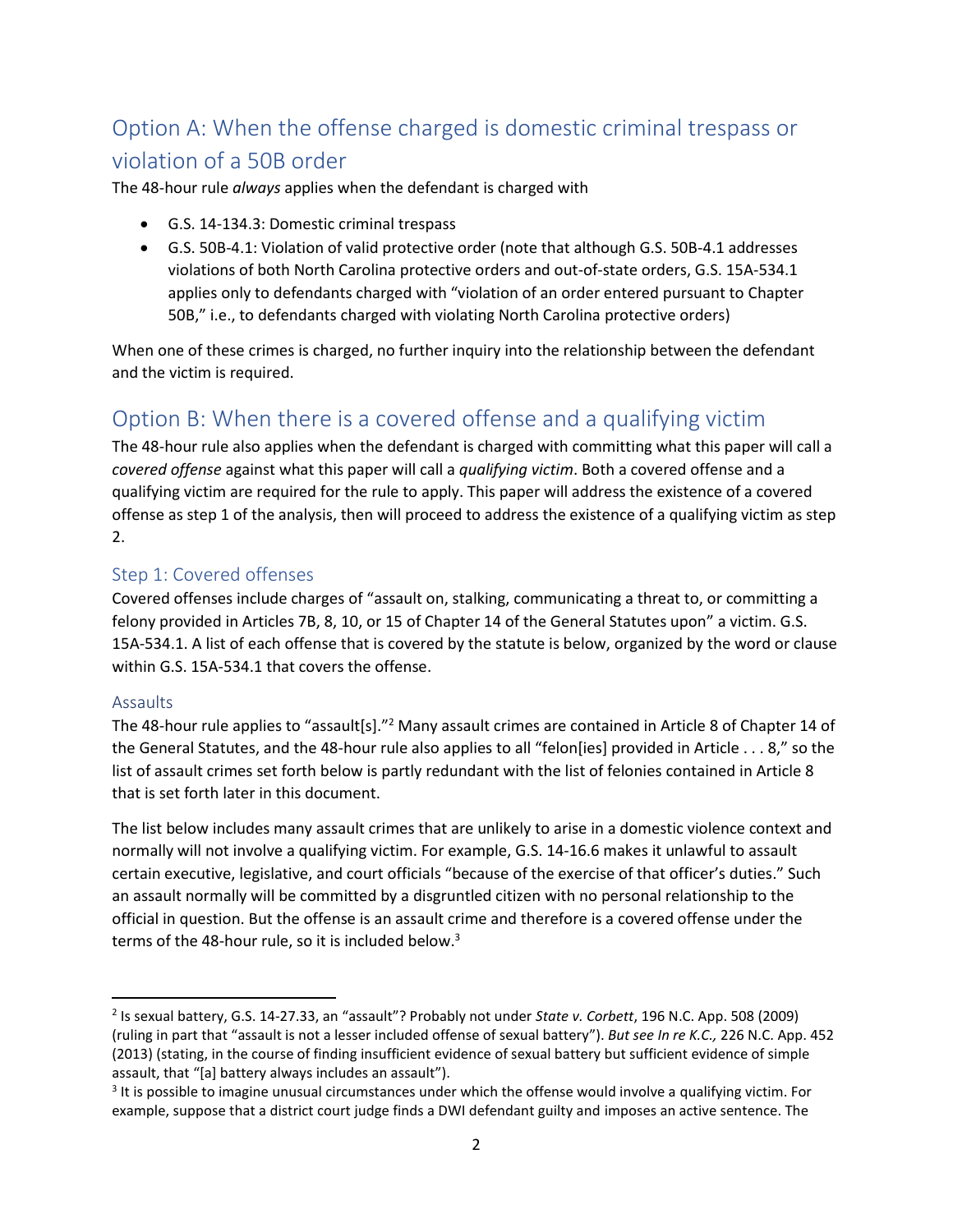## Option A: When the offense charged is domestic criminal trespass or violation of a 50B order

The 48-hour rule *always* applies when the defendant is charged with

- G.S. 14-134.3: Domestic criminal trespass
- G.S. 50B-4.1: Violation of valid protective order (note that although G.S. 50B-4.1 addresses violations of both North Carolina protective orders and out-of-state orders, G.S. 15A-534.1 applies only to defendants charged with "violation of an order entered pursuant to Chapter 50B," i.e., to defendants charged with violating North Carolina protective orders)

When one of these crimes is charged, no further inquiry into the relationship between the defendant and the victim is required.

## Option B: When there is a covered offense and a qualifying victim

The 48-hour rule also applies when the defendant is charged with committing what this paper will call a *covered offense* against what this paper will call a *qualifying victim*. Both a covered offense and a qualifying victim are required for the rule to apply. This paper will address the existence of a covered offense as step 1 of the analysis, then will proceed to address the existence of a qualifying victim as step 2.

### Step 1: Covered offenses

Covered offenses include charges of "assault on, stalking, communicating a threat to, or committing a felony provided in Articles 7B, 8, 10, or 15 of Chapter 14 of the General Statutes upon" a victim. G.S. 15A-534.1. A list of each offense that is covered by the statute is below, organized by the word or clause within G.S. 15A-534.1 that covers the offense.

#### Assaults

The 48-hour rule applies to "assault[s]."[2] Many assault crimes are contained in Article 8 of Chapter 14 of the General Statutes, and the 48-hour rule also applies to all "felon[ies] provided in Article . . . 8," so the list of assault crimes set forth below is partly redundant with the list of felonies contained in Article 8 that is set forth later in this document.

The list below includes many assault crimes that are unlikely to arise in a domestic violence context and normally will not involve a qualifying victim. For example, G.S. 14-16.6 makes it unlawful to assault certain executive, legislative, and court officials "because of the exercise of that officer's duties." Such an assault normally will be committed by a disgruntled citizen with no personal relationship to the official in question. But the offense is an assault crime and therefore is a covered offense under the terms of the 48-hour rule, so it is included below.[3]

---

[2] Is sexual battery, G.S. 14-27.33, an "assault"? Probably not under *State v. Corbett*, 196 N.C. App. 508 (2009) (ruling in part that "assault is not a lesser included offense of sexual battery"). *But see In re K.C.,* 226 N.C. App. 452 (2013) (stating, in the course of finding insufficient evidence of sexual battery but sufficient evidence of simple assault, that "[a] battery always includes an assault").

[3] It is possible to imagine unusual circumstances under which the offense would involve a qualifying victim. For example, suppose that a district court judge finds a DWI defendant guilty and imposes an active sentence. The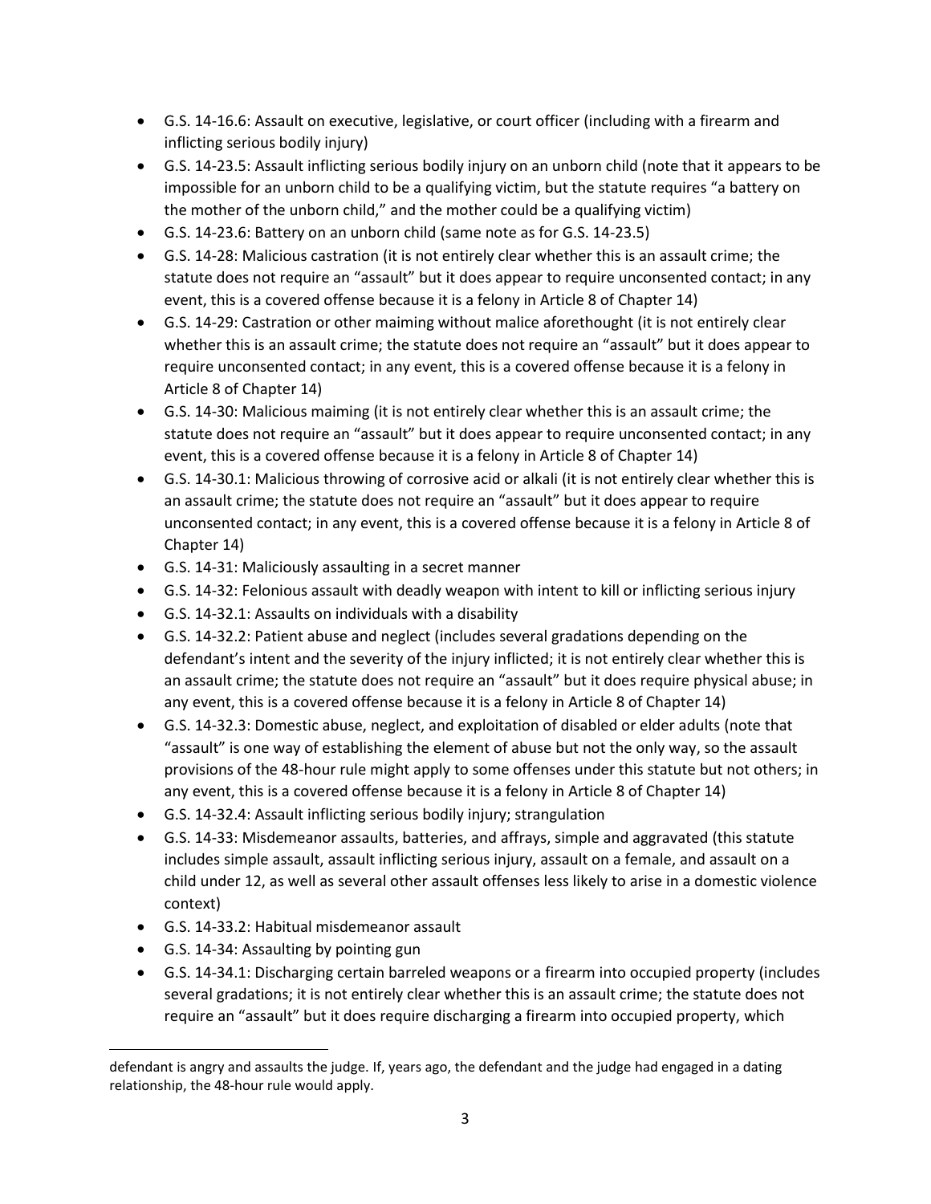- G.S. 14-16.6: Assault on executive, legislative, or court officer (including with a firearm and inflicting serious bodily injury)
- G.S. 14-23.5: Assault inflicting serious bodily injury on an unborn child (note that it appears to be impossible for an unborn child to be a qualifying victim, but the statute requires "a battery on the mother of the unborn child," and the mother could be a qualifying victim)
- G.S. 14-23.6: Battery on an unborn child (same note as for G.S. 14-23.5)
- G.S. 14-28: Malicious castration (it is not entirely clear whether this is an assault crime; the statute does not require an "assault" but it does appear to require unconsented contact; in any event, this is a covered offense because it is a felony in Article 8 of Chapter 14)
- G.S. 14-29: Castration or other maiming without malice aforethought (it is not entirely clear whether this is an assault crime; the statute does not require an "assault" but it does appear to require unconsented contact; in any event, this is a covered offense because it is a felony in Article 8 of Chapter 14)
- G.S. 14-30: Malicious maiming (it is not entirely clear whether this is an assault crime; the statute does not require an "assault" but it does appear to require unconsented contact; in any event, this is a covered offense because it is a felony in Article 8 of Chapter 14)
- G.S. 14-30.1: Malicious throwing of corrosive acid or alkali (it is not entirely clear whether this is an assault crime; the statute does not require an "assault" but it does appear to require unconsented contact; in any event, this is a covered offense because it is a felony in Article 8 of Chapter 14)
- G.S. 14-31: Maliciously assaulting in a secret manner
- G.S. 14-32: Felonious assault with deadly weapon with intent to kill or inflicting serious injury
- G.S. 14-32.1: Assaults on individuals with a disability
- G.S. 14-32.2: Patient abuse and neglect (includes several gradations depending on the defendant's intent and the severity of the injury inflicted; it is not entirely clear whether this is an assault crime; the statute does not require an "assault" but it does require physical abuse; in any event, this is a covered offense because it is a felony in Article 8 of Chapter 14)
- G.S. 14-32.3: Domestic abuse, neglect, and exploitation of disabled or elder adults (note that "assault" is one way of establishing the element of abuse but not the only way, so the assault provisions of the 48-hour rule might apply to some offenses under this statute but not others; in any event, this is a covered offense because it is a felony in Article 8 of Chapter 14)
- G.S. 14-32.4: Assault inflicting serious bodily injury; strangulation
- G.S. 14-33: Misdemeanor assaults, batteries, and affrays, simple and aggravated (this statute includes simple assault, assault inflicting serious injury, assault on a female, and assault on a child under 12, as well as several other assault offenses less likely to arise in a domestic violence context)
- G.S. 14-33.2: Habitual misdemeanor assault
- G.S. 14-34: Assaulting by pointing gun
- G.S. 14-34.1: Discharging certain barreled weapons or a firearm into occupied property (includes several gradations; it is not entirely clear whether this is an assault crime; the statute does not require an "assault" but it does require discharging a firearm into occupied property, which

---

defendant is angry and assaults the judge. If, years ago, the defendant and the judge had engaged in a dating relationship, the 48-hour rule would apply.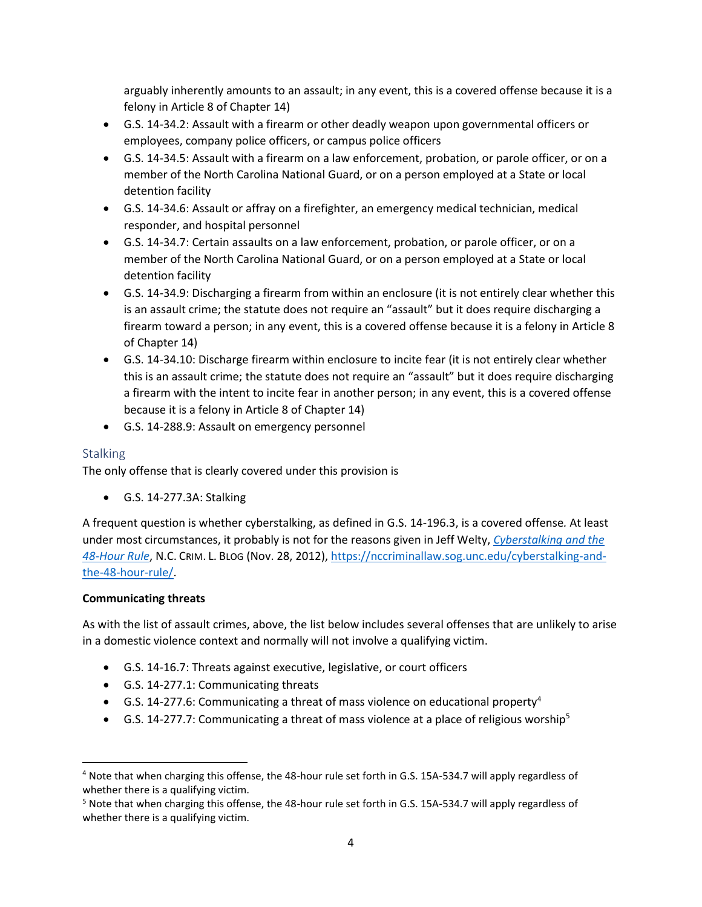arguably inherently amounts to an assault; in any event, this is a covered offense because it is a felony in Article 8 of Chapter 14)

- G.S. 14-34.2: Assault with a firearm or other deadly weapon upon governmental officers or employees, company police officers, or campus police officers
- G.S. 14-34.5: Assault with a firearm on a law enforcement, probation, or parole officer, or on a member of the North Carolina National Guard, or on a person employed at a State or local detention facility
- G.S. 14-34.6: Assault or affray on a firefighter, an emergency medical technician, medical responder, and hospital personnel
- G.S. 14-34.7: Certain assaults on a law enforcement, probation, or parole officer, or on a member of the North Carolina National Guard, or on a person employed at a State or local detention facility
- G.S. 14-34.9: Discharging a firearm from within an enclosure (it is not entirely clear whether this is an assault crime; the statute does not require an "assault" but it does require discharging a firearm toward a person; in any event, this is a covered offense because it is a felony in Article 8 of Chapter 14)
- G.S. 14-34.10: Discharge firearm within enclosure to incite fear (it is not entirely clear whether this is an assault crime; the statute does not require an "assault" but it does require discharging a firearm with the intent to incite fear in another person; in any event, this is a covered offense because it is a felony in Article 8 of Chapter 14)
- G.S. 14-288.9: Assault on emergency personnel

## Stalking

The only offense that is clearly covered under this provision is

- G.S. 14-277.3A: Stalking

A frequent question is whether cyberstalking, as defined in G.S. 14-196.3, is a covered offense. At least under most circumstances, it probably is not for the reasons given in Jeff Welty, *[Cyberstalking and the 48-Hour Rule](https://nccriminallaw.sog.unc.edu/cyberstalking-and-the-48-hour-rule/)*, N.C. CRIM. L. BLOG (Nov. 28, 2012), https://nccriminallaw.sog.unc.edu/cyberstalking-and-the-48-hour-rule/.

**Communicating threats**

As with the list of assault crimes, above, the list below includes several offenses that are unlikely to arise in a domestic violence context and normally will not involve a qualifying victim.

- G.S. 14-16.7: Threats against executive, legislative, or court officers
- G.S. 14-277.1: Communicating threats
- G.S. 14-277.6: Communicating a threat of mass violence on educational property[4]
- G.S. 14-277.7: Communicating a threat of mass violence at a place of religious worship[5]

---

[4] Note that when charging this offense, the 48-hour rule set forth in G.S. 15A-534.7 will apply regardless of whether there is a qualifying victim.

[5] Note that when charging this offense, the 48-hour rule set forth in G.S. 15A-534.7 will apply regardless of whether there is a qualifying victim.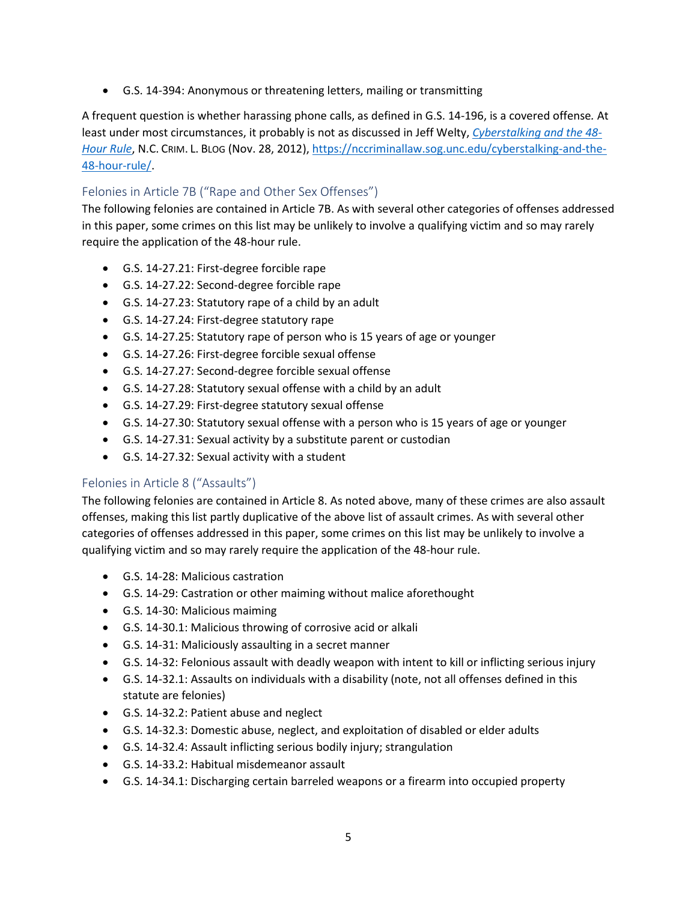- G.S. 14-394: Anonymous or threatening letters, mailing or transmitting

A frequent question is whether harassing phone calls, as defined in G.S. 14-196, is a covered offense. At least under most circumstances, it probably is not as discussed in Jeff Welty, *[Cyberstalking and the 48-Hour Rule](https://nccriminallaw.sog.unc.edu/cyberstalking-and-the-48-hour-rule/)*, N.C. CRIM. L. BLOG (Nov. 28, 2012), https://nccriminallaw.sog.unc.edu/cyberstalking-and-the-48-hour-rule/.

### Felonies in Article 7B ("Rape and Other Sex Offenses")

The following felonies are contained in Article 7B. As with several other categories of offenses addressed in this paper, some crimes on this list may be unlikely to involve a qualifying victim and so may rarely require the application of the 48-hour rule.

- G.S. 14-27.21: First-degree forcible rape
- G.S. 14-27.22: Second-degree forcible rape
- G.S. 14-27.23: Statutory rape of a child by an adult
- G.S. 14-27.24: First-degree statutory rape
- G.S. 14-27.25: Statutory rape of person who is 15 years of age or younger
- G.S. 14-27.26: First-degree forcible sexual offense
- G.S. 14-27.27: Second-degree forcible sexual offense
- G.S. 14-27.28: Statutory sexual offense with a child by an adult
- G.S. 14-27.29: First-degree statutory sexual offense
- G.S. 14-27.30: Statutory sexual offense with a person who is 15 years of age or younger
- G.S. 14-27.31: Sexual activity by a substitute parent or custodian
- G.S. 14-27.32: Sexual activity with a student

### Felonies in Article 8 ("Assaults")

The following felonies are contained in Article 8. As noted above, many of these crimes are also assault offenses, making this list partly duplicative of the above list of assault crimes. As with several other categories of offenses addressed in this paper, some crimes on this list may be unlikely to involve a qualifying victim and so may rarely require the application of the 48-hour rule.

- G.S. 14-28: Malicious castration
- G.S. 14-29: Castration or other maiming without malice aforethought
- G.S. 14-30: Malicious maiming
- G.S. 14-30.1: Malicious throwing of corrosive acid or alkali
- G.S. 14-31: Maliciously assaulting in a secret manner
- G.S. 14-32: Felonious assault with deadly weapon with intent to kill or inflicting serious injury
- G.S. 14-32.1: Assaults on individuals with a disability (note, not all offenses defined in this statute are felonies)
- G.S. 14-32.2: Patient abuse and neglect
- G.S. 14-32.3: Domestic abuse, neglect, and exploitation of disabled or elder adults
- G.S. 14-32.4: Assault inflicting serious bodily injury; strangulation
- G.S. 14-33.2: Habitual misdemeanor assault
- G.S. 14-34.1: Discharging certain barreled weapons or a firearm into occupied property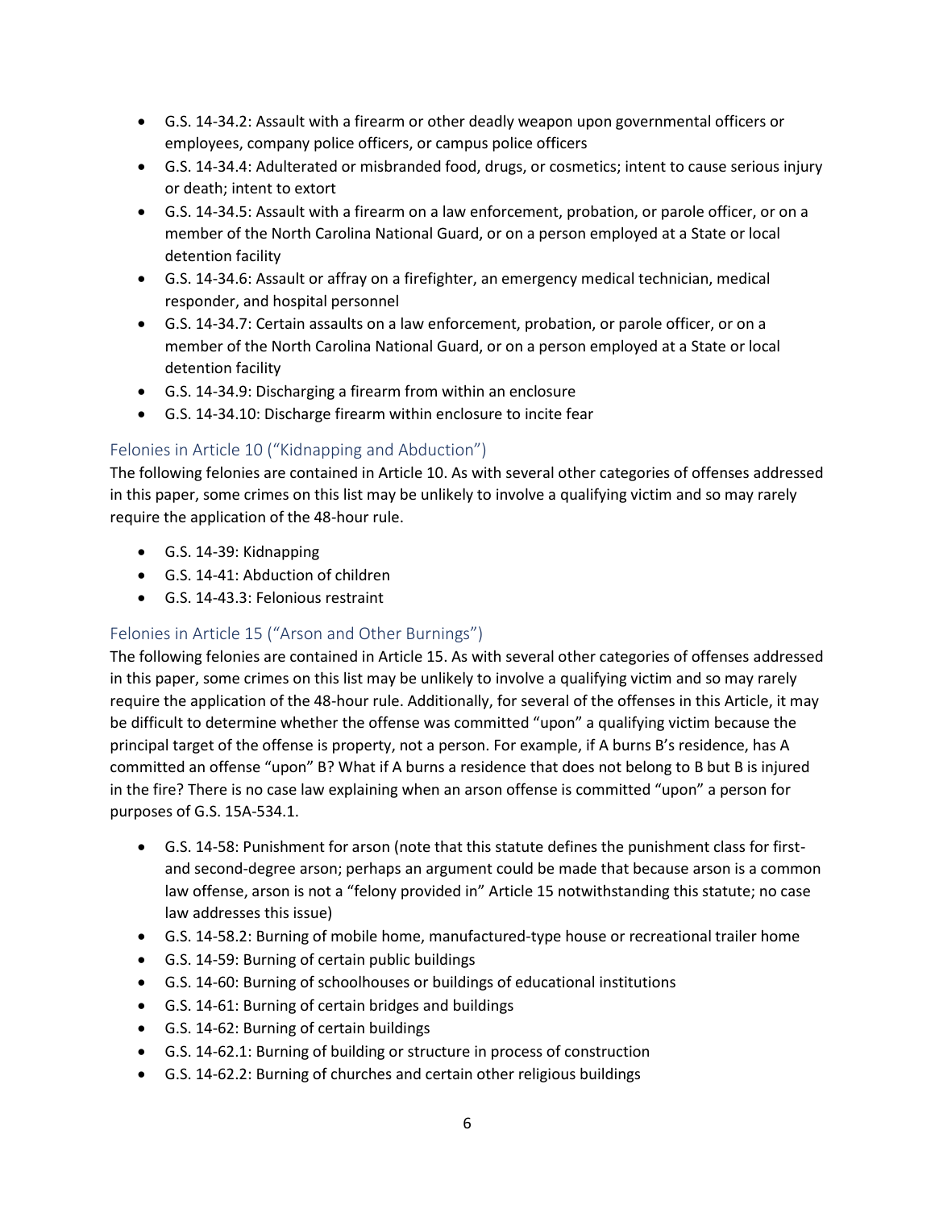- G.S. 14-34.2: Assault with a firearm or other deadly weapon upon governmental officers or employees, company police officers, or campus police officers
- G.S. 14-34.4: Adulterated or misbranded food, drugs, or cosmetics; intent to cause serious injury or death; intent to extort
- G.S. 14-34.5: Assault with a firearm on a law enforcement, probation, or parole officer, or on a member of the North Carolina National Guard, or on a person employed at a State or local detention facility
- G.S. 14-34.6: Assault or affray on a firefighter, an emergency medical technician, medical responder, and hospital personnel
- G.S. 14-34.7: Certain assaults on a law enforcement, probation, or parole officer, or on a member of the North Carolina National Guard, or on a person employed at a State or local detention facility
- G.S. 14-34.9: Discharging a firearm from within an enclosure
- G.S. 14-34.10: Discharge firearm within enclosure to incite fear

## Felonies in Article 10 ("Kidnapping and Abduction")

The following felonies are contained in Article 10. As with several other categories of offenses addressed in this paper, some crimes on this list may be unlikely to involve a qualifying victim and so may rarely require the application of the 48-hour rule.

- G.S. 14-39: Kidnapping
- G.S. 14-41: Abduction of children
- G.S. 14-43.3: Felonious restraint

## Felonies in Article 15 ("Arson and Other Burnings")

The following felonies are contained in Article 15. As with several other categories of offenses addressed in this paper, some crimes on this list may be unlikely to involve a qualifying victim and so may rarely require the application of the 48-hour rule. Additionally, for several of the offenses in this Article, it may be difficult to determine whether the offense was committed "upon" a qualifying victim because the principal target of the offense is property, not a person. For example, if A burns B's residence, has A committed an offense "upon" B? What if A burns a residence that does not belong to B but B is injured in the fire? There is no case law explaining when an arson offense is committed "upon" a person for purposes of G.S. 15A-534.1.

- G.S. 14-58: Punishment for arson (note that this statute defines the punishment class for first- and second-degree arson; perhaps an argument could be made that because arson is a common law offense, arson is not a "felony provided in" Article 15 notwithstanding this statute; no case law addresses this issue)
- G.S. 14-58.2: Burning of mobile home, manufactured-type house or recreational trailer home
- G.S. 14-59: Burning of certain public buildings
- G.S. 14-60: Burning of schoolhouses or buildings of educational institutions
- G.S. 14-61: Burning of certain bridges and buildings
- G.S. 14-62: Burning of certain buildings
- G.S. 14-62.1: Burning of building or structure in process of construction
- G.S. 14-62.2: Burning of churches and certain other religious buildings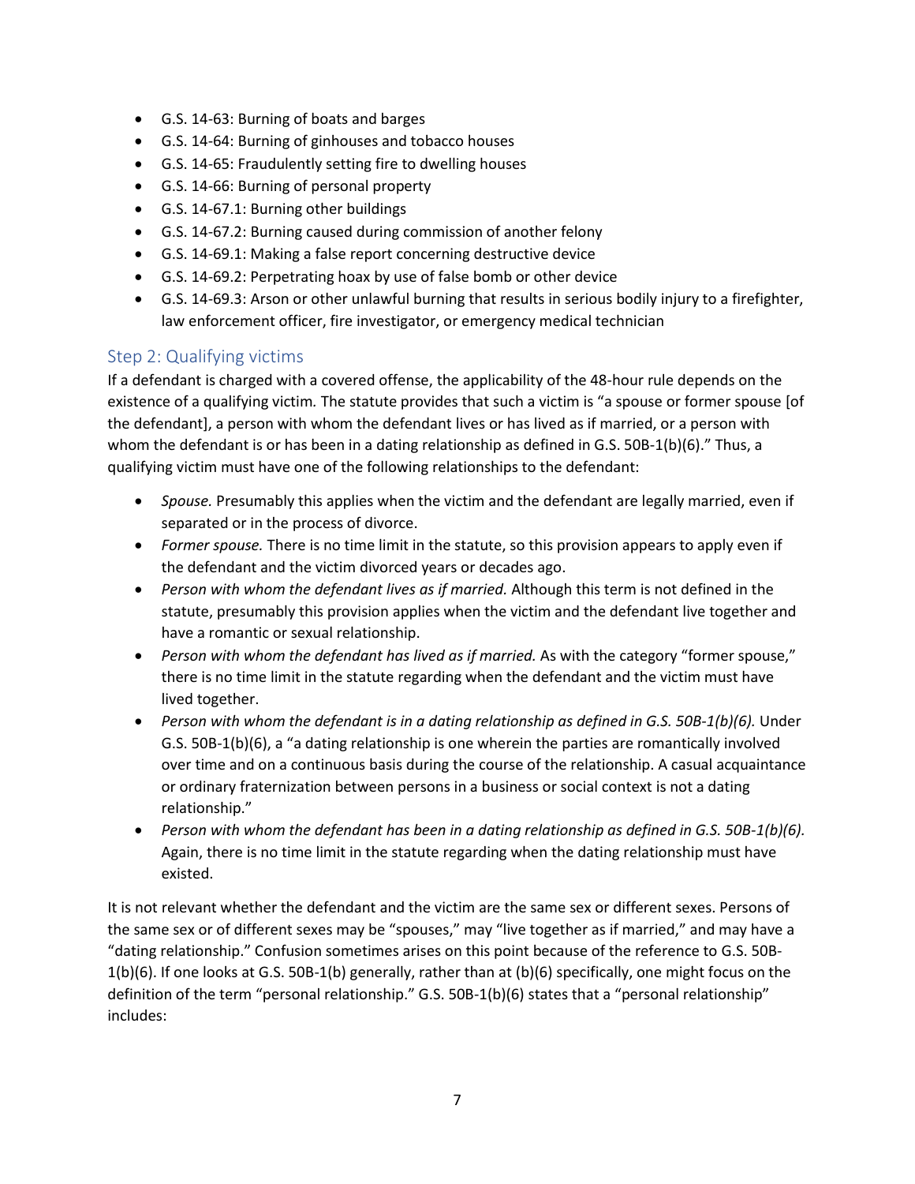- G.S. 14-63: Burning of boats and barges
- G.S. 14-64: Burning of ginhouses and tobacco houses
- G.S. 14-65: Fraudulently setting fire to dwelling houses
- G.S. 14-66: Burning of personal property
- G.S. 14-67.1: Burning other buildings
- G.S. 14-67.2: Burning caused during commission of another felony
- G.S. 14-69.1: Making a false report concerning destructive device
- G.S. 14-69.2: Perpetrating hoax by use of false bomb or other device
- G.S. 14-69.3: Arson or other unlawful burning that results in serious bodily injury to a firefighter, law enforcement officer, fire investigator, or emergency medical technician

## Step 2: Qualifying victims

If a defendant is charged with a covered offense, the applicability of the 48-hour rule depends on the existence of a qualifying victim*.* The statute provides that such a victim is "a spouse or former spouse [of the defendant], a person with whom the defendant lives or has lived as if married, or a person with whom the defendant is or has been in a dating relationship as defined in G.S. 50B-1(b)(6)." Thus, a qualifying victim must have one of the following relationships to the defendant:

- *Spouse.* Presumably this applies when the victim and the defendant are legally married, even if separated or in the process of divorce.
- *Former spouse.* There is no time limit in the statute, so this provision appears to apply even if the defendant and the victim divorced years or decades ago.
- *Person with whom the defendant lives as if married.* Although this term is not defined in the statute, presumably this provision applies when the victim and the defendant live together and have a romantic or sexual relationship.
- *Person with whom the defendant has lived as if married.* As with the category "former spouse," there is no time limit in the statute regarding when the defendant and the victim must have lived together.
- *Person with whom the defendant is in a dating relationship as defined in G.S. 50B-1(b)(6).* Under G.S. 50B-1(b)(6), a "a dating relationship is one wherein the parties are romantically involved over time and on a continuous basis during the course of the relationship. A casual acquaintance or ordinary fraternization between persons in a business or social context is not a dating relationship."
- *Person with whom the defendant has been in a dating relationship as defined in G.S. 50B-1(b)(6).* Again, there is no time limit in the statute regarding when the dating relationship must have existed.

It is not relevant whether the defendant and the victim are the same sex or different sexes. Persons of the same sex or of different sexes may be "spouses," may "live together as if married," and may have a "dating relationship." Confusion sometimes arises on this point because of the reference to G.S. 50B-1(b)(6). If one looks at G.S. 50B-1(b) generally, rather than at (b)(6) specifically, one might focus on the definition of the term "personal relationship." G.S. 50B-1(b)(6) states that a "personal relationship" includes: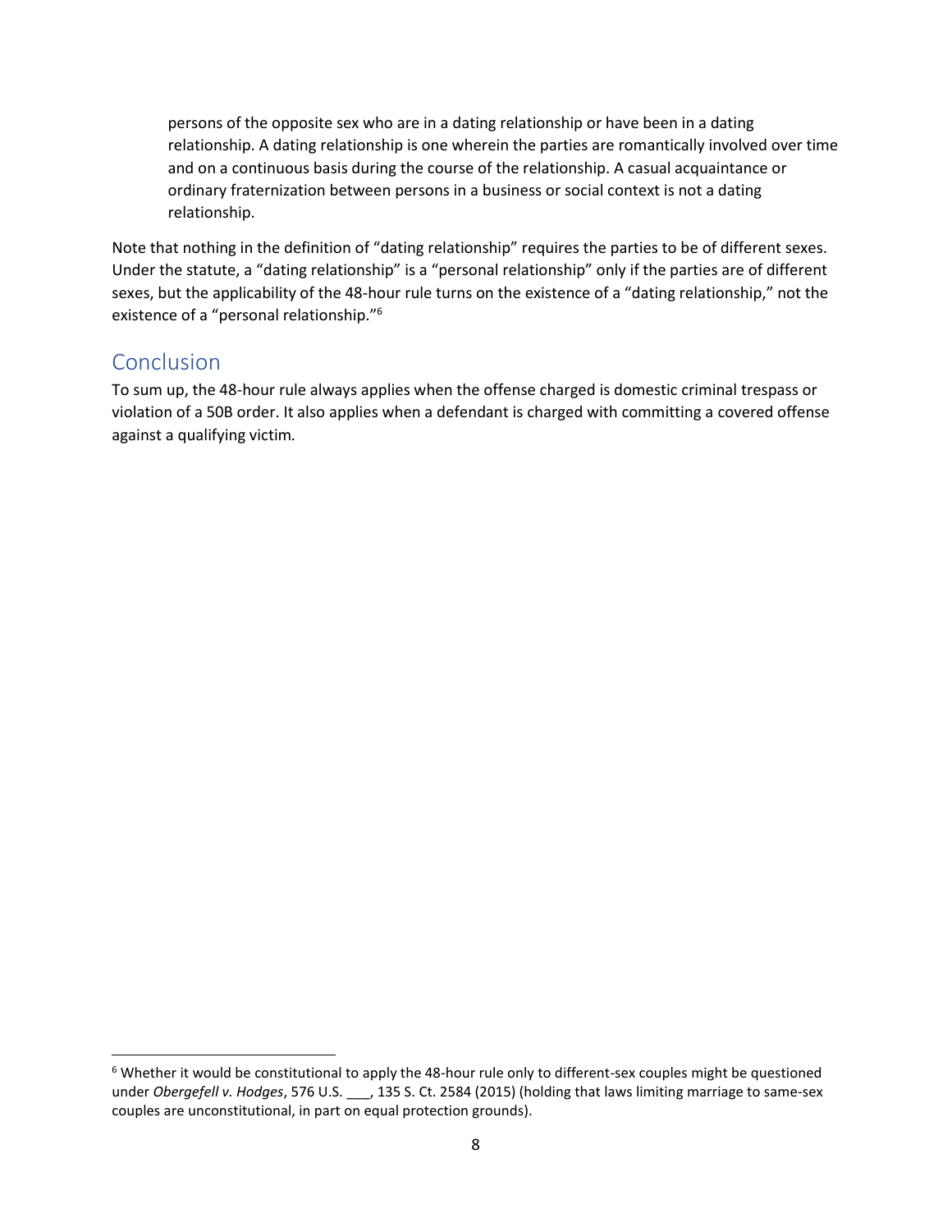> persons of the opposite sex who are in a dating relationship or have been in a dating relationship. A dating relationship is one wherein the parties are romantically involved over time and on a continuous basis during the course of the relationship. A casual acquaintance or ordinary fraternization between persons in a business or social context is not a dating relationship.

Note that nothing in the definition of "dating relationship" requires the parties to be of different sexes. Under the statute, a "dating relationship" is a "personal relationship" only if the parties are of different sexes, but the applicability of the 48-hour rule turns on the existence of a "dating relationship," not the existence of a "personal relationship."[6]

## Conclusion

To sum up, the 48-hour rule always applies when the offense charged is domestic criminal trespass or violation of a 50B order. It also applies when a defendant is charged with committing a covered offense against a qualifying victim.

---

[6] Whether it would be constitutional to apply the 48-hour rule only to different-sex couples might be questioned under *Obergefell v. Hodges*, 576 U.S. ___, 135 S. Ct. 2584 (2015) (holding that laws limiting marriage to same-sex couples are unconstitutional, in part on equal protection grounds).